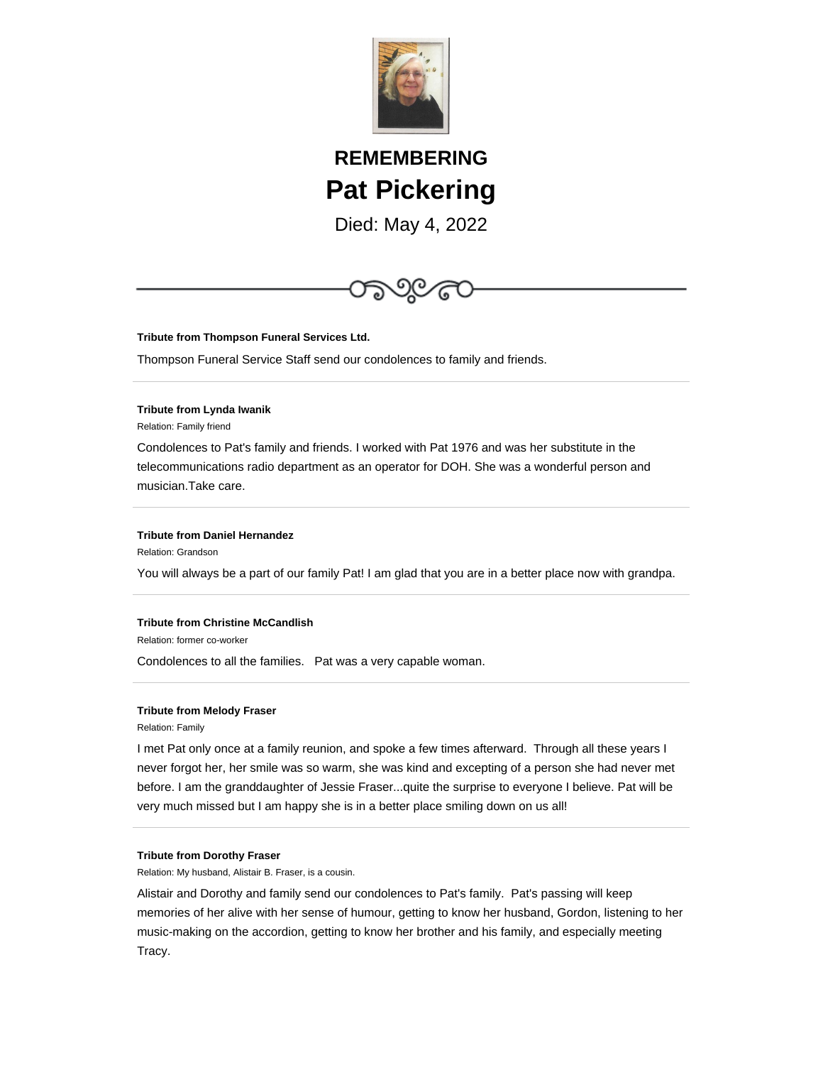# REMEMBERING

# Pat Pickering

Died: May 4, 2022

---

**Tribute from Thompson Funeral Services Ltd.**

Thompson Funeral Service Staff send our condolences to family and friends.

---

**Tribute from Lynda Iwanik**

Relation: Family friend

Condolences to Pat's family and friends. I worked with Pat 1976 and was her substitute in the telecommunications radio department as an operator for DOH. She was a wonderful person and musician.Take care.

---

**Tribute from Daniel Hernandez**

Relation: Grandson

You will always be a part of our family Pat! I am glad that you are in a better place now with grandpa.

---

**Tribute from Christine McCandlish**

Relation: former co-worker

Condolences to all the families.   Pat was a very capable woman.

---

**Tribute from Melody Fraser**

Relation: Family

I met Pat only once at a family reunion, and spoke a few times afterward.  Through all these years I never forgot her, her smile was so warm, she was kind and excepting of a person she had never met before. I am the granddaughter of Jessie Fraser...quite the surprise to everyone I believe. Pat will be very much missed but I am happy she is in a better place smiling down on us all!

---

**Tribute from Dorothy Fraser**

Relation: My husband, Alistair B. Fraser, is a cousin.

Alistair and Dorothy and family send our condolences to Pat's family.  Pat's passing will keep memories of her alive with her sense of humour, getting to know her husband, Gordon, listening to her music-making on the accordion, getting to know her brother and his family, and especially meeting Tracy.